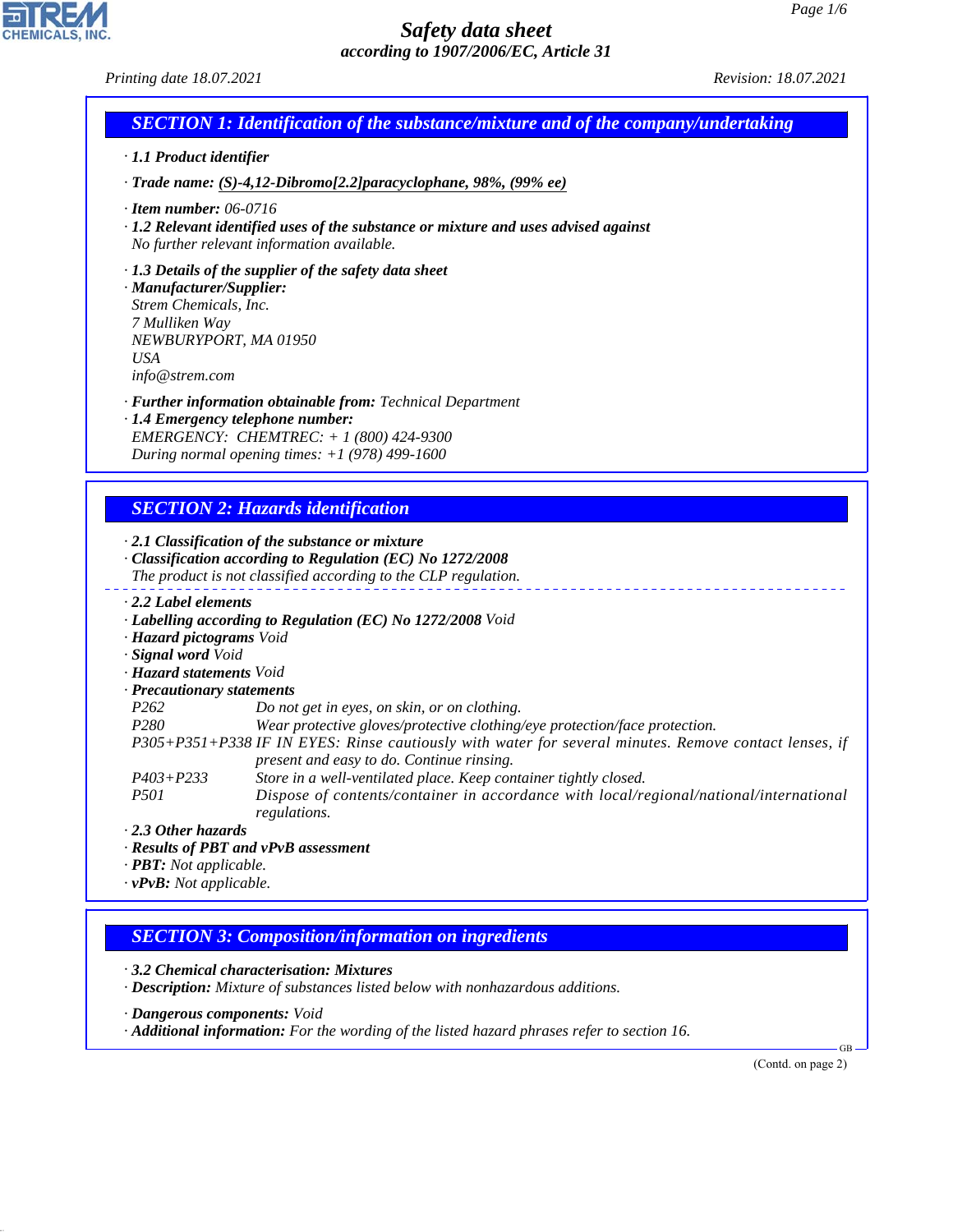# Safety data sheet

*according to 1907/2006/EC, Article 31*

*Printing date 18.07.2021* *Revision: 18.07.2021*

## SECTION 1: Identification of the substance/mixture and of the company/undertaking

· **1.1 Product identifier**

· **Trade name:** (S)-4,12-Dibromo[2.2]paracyclophane, 98%, (99% ee)

· **Item number:** 06-0716

· **1.2 Relevant identified uses of the substance or mixture and uses advised against**
No further relevant information available.

· **1.3 Details of the supplier of the safety data sheet**

· **Manufacturer/Supplier:**
Strem Chemicals, Inc.
7 Mulliken Way
NEWBURYPORT, MA 01950
USA
info@strem.com

· **Further information obtainable from:** Technical Department

· **1.4 Emergency telephone number:**
EMERGENCY: CHEMTREC: + 1 (800) 424-9300
During normal opening times: +1 (978) 499-1600

## SECTION 2: Hazards identification

· **2.1 Classification of the substance or mixture**

· **Classification according to Regulation (EC) No 1272/2008**
The product is not classified according to the CLP regulation.

· **2.2 Label elements**

· **Labelling according to Regulation (EC) No 1272/2008** Void

· **Hazard pictograms** Void

· **Signal word** Void

· **Hazard statements** Void

· **Precautionary statements**

| | |
|---|---|
| P262 | Do not get in eyes, on skin, or on clothing. |
| P280 | Wear protective gloves/protective clothing/eye protection/face protection. |
| P305+P351+P338 | IF IN EYES: Rinse cautiously with water for several minutes. Remove contact lenses, if present and easy to do. Continue rinsing. |
| P403+P233 | Store in a well-ventilated place. Keep container tightly closed. |
| P501 | Dispose of contents/container in accordance with local/regional/national/international regulations. |

· **2.3 Other hazards**

· **Results of PBT and vPvB assessment**

· **PBT:** Not applicable.

· **vPvB:** Not applicable.

## SECTION 3: Composition/information on ingredients

· **3.2 Chemical characterisation: Mixtures**

· **Description:** Mixture of substances listed below with nonhazardous additions.

· **Dangerous components:** Void

· **Additional information:** For the wording of the listed hazard phrases refer to section 16.

(Contd. on page 2)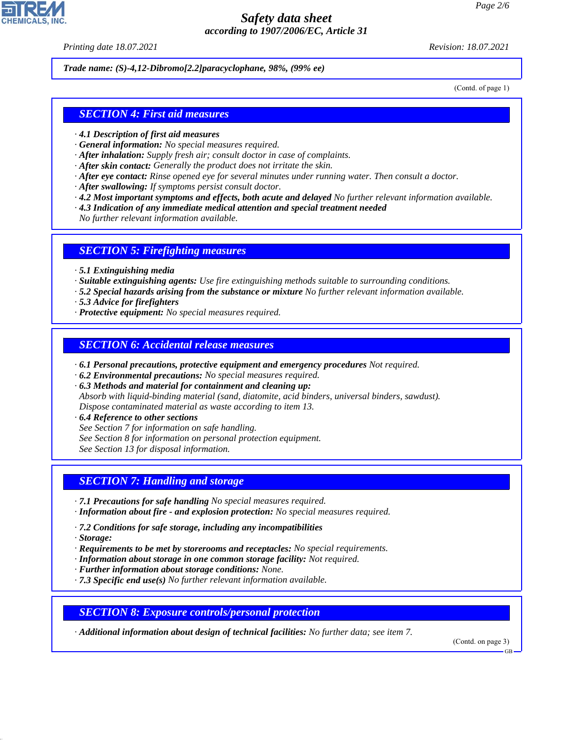**Trade name: (S)-4,12-Dibromo[2.2]paracyclophane, 98%, (99% ee)**

(Contd. of page 1)

## SECTION 4: First aid measures

- **4.1 Description of first aid measures**
- **General information:** No special measures required.
- **After inhalation:** Supply fresh air; consult doctor in case of complaints.
- **After skin contact:** Generally the product does not irritate the skin.
- **After eye contact:** Rinse opened eye for several minutes under running water. Then consult a doctor.
- **After swallowing:** If symptoms persist consult doctor.
- **4.2 Most important symptoms and effects, both acute and delayed** No further relevant information available.
- **4.3 Indication of any immediate medical attention and special treatment needed**
  No further relevant information available.

## SECTION 5: Firefighting measures

- **5.1 Extinguishing media**
- **Suitable extinguishing agents:** Use fire extinguishing methods suitable to surrounding conditions.
- **5.2 Special hazards arising from the substance or mixture** No further relevant information available.
- **5.3 Advice for firefighters**
- **Protective equipment:** No special measures required.

## SECTION 6: Accidental release measures

- **6.1 Personal precautions, protective equipment and emergency procedures** Not required.
- **6.2 Environmental precautions:** No special measures required.
- **6.3 Methods and material for containment and cleaning up:**
  Absorb with liquid-binding material (sand, diatomite, acid binders, universal binders, sawdust).
  Dispose contaminated material as waste according to item 13.
- **6.4 Reference to other sections**
  See Section 7 for information on safe handling.
  See Section 8 for information on personal protection equipment.
  See Section 13 for disposal information.

## SECTION 7: Handling and storage

- **7.1 Precautions for safe handling** No special measures required.
- **Information about fire - and explosion protection:** No special measures required.

- **7.2 Conditions for safe storage, including any incompatibilities**
- **Storage:**
- **Requirements to be met by storerooms and receptacles:** No special requirements.
- **Information about storage in one common storage facility:** Not required.
- **Further information about storage conditions:** None.
- **7.3 Specific end use(s)** No further relevant information available.

## SECTION 8: Exposure controls/personal protection

- **Additional information about design of technical facilities:** No further data; see item 7.

(Contd. on page 3)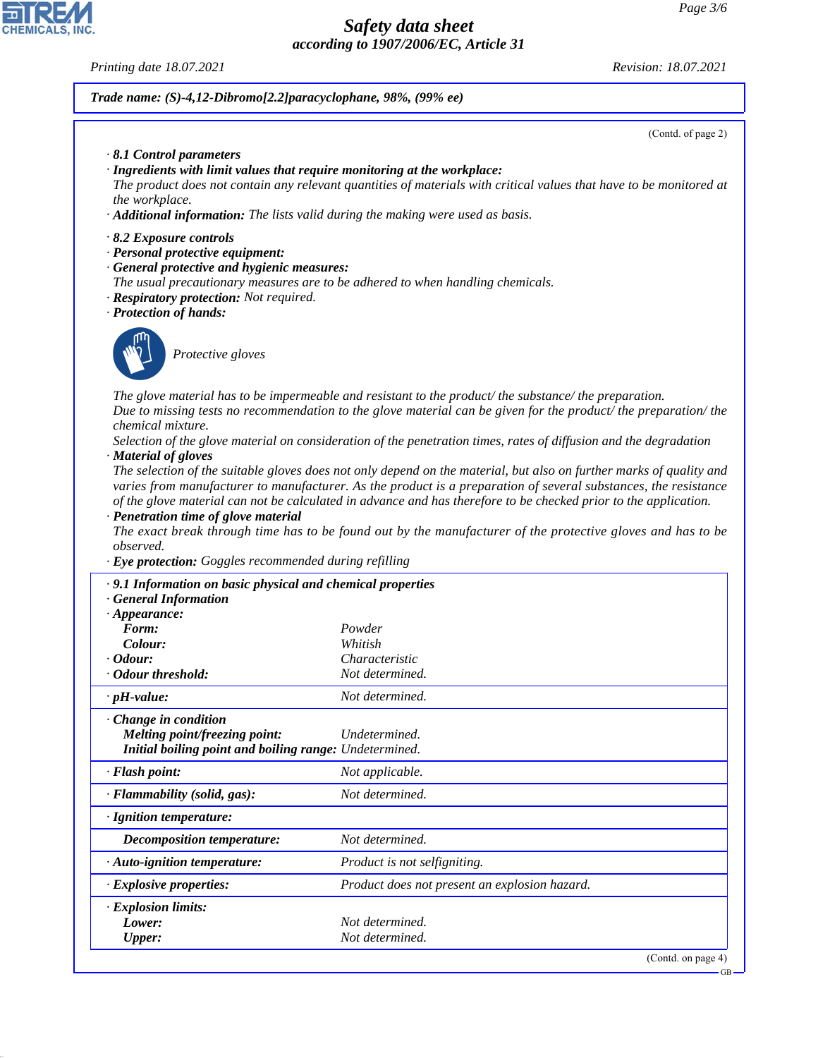**Trade name: (S)-4,12-Dibromo[2.2]paracyclophane, 98%, (99% ee)**

(Contd. of page 2)

· **8.1 Control parameters**

· **Ingredients with limit values that require monitoring at the workplace:**
The product does not contain any relevant quantities of materials with critical values that have to be monitored at the workplace.

· **Additional information:** The lists valid during the making were used as basis.

· **8.2 Exposure controls**

· **Personal protective equipment:**

· **General protective and hygienic measures:**
The usual precautionary measures are to be adhered to when handling chemicals.

· **Respiratory protection:** Not required.

· **Protection of hands:**

Protective gloves

The glove material has to be impermeable and resistant to the product/ the substance/ the preparation.
Due to missing tests no recommendation to the glove material can be given for the product/ the preparation/ the chemical mixture.
Selection of the glove material on consideration of the penetration times, rates of diffusion and the degradation

· **Material of gloves**
The selection of the suitable gloves does not only depend on the material, but also on further marks of quality and varies from manufacturer to manufacturer. As the product is a preparation of several substances, the resistance of the glove material can not be calculated in advance and has therefore to be checked prior to the application.

· **Penetration time of glove material**
The exact break through time has to be found out by the manufacturer of the protective gloves and has to be observed.

· **Eye protection:** Goggles recommended during refilling

· **9.1 Information on basic physical and chemical properties**

· **General Information**

| | |
|---|---|
| · **Appearance:** | |
| **Form:** | Powder |
| **Colour:** | Whitish |
| · **Odour:** | Characteristic |
| · **Odour threshold:** | Not determined. |
| · **pH-value:** | Not determined. |
| · **Change in condition** | |
| **Melting point/freezing point:** | Undetermined. |
| **Initial boiling point and boiling range:** | Undetermined. |
| · **Flash point:** | Not applicable. |
| · **Flammability (solid, gas):** | Not determined. |
| · **Ignition temperature:** | |
| **Decomposition temperature:** | Not determined. |
| · **Auto-ignition temperature:** | Product is not selfigniting. |
| · **Explosive properties:** | Product does not present an explosion hazard. |
| · **Explosion limits:** | |
| **Lower:** | Not determined. |
| **Upper:** | Not determined. |

(Contd. on page 4)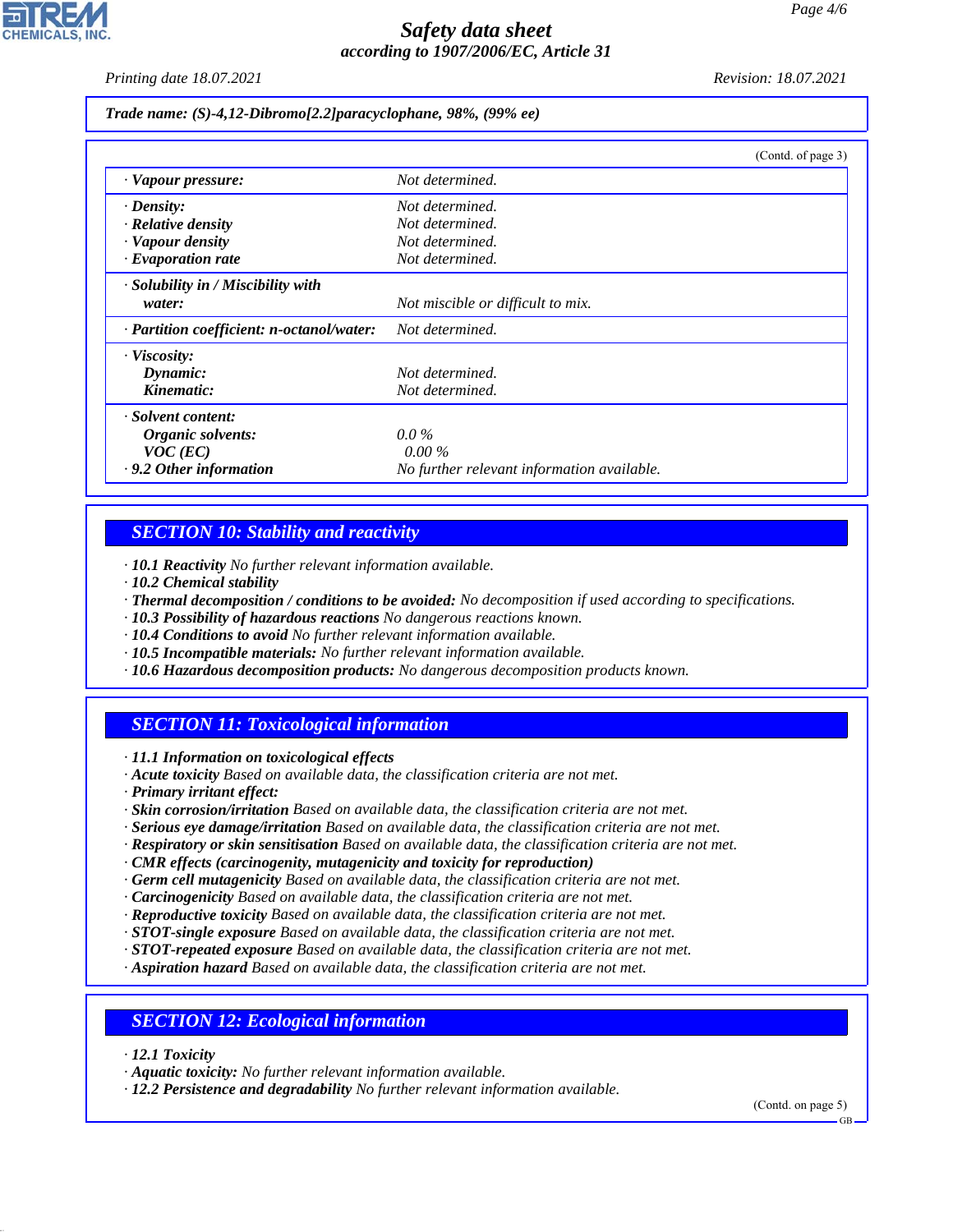**Trade name: (S)-4,12-Dibromo[2.2]paracyclophane, 98%, (99% ee)**

(Contd. of page 3)

| Property | Value |
|---|---|
| · **Vapour pressure:** | Not determined. |
| · **Density:** | Not determined. |
| · **Relative density** | Not determined. |
| · **Vapour density** | Not determined. |
| · **Evaporation rate** | Not determined. |
| · **Solubility in / Miscibility with water:** | Not miscible or difficult to mix. |
| · **Partition coefficient: n-octanol/water:** | Not determined. |
| · **Viscosity:** | |
| **Dynamic:** | Not determined. |
| **Kinematic:** | Not determined. |
| · **Solvent content:** | |
| **Organic solvents:** | 0.0 % |
| **VOC (EC)** | 0.00 % |
| · **9.2 Other information** | No further relevant information available. |

## SECTION 10: Stability and reactivity

· **10.1 Reactivity** No further relevant information available.
· **10.2 Chemical stability**
· **Thermal decomposition / conditions to be avoided:** No decomposition if used according to specifications.
· **10.3 Possibility of hazardous reactions** No dangerous reactions known.
· **10.4 Conditions to avoid** No further relevant information available.
· **10.5 Incompatible materials:** No further relevant information available.
· **10.6 Hazardous decomposition products:** No dangerous decomposition products known.

## SECTION 11: Toxicological information

· **11.1 Information on toxicological effects**
· **Acute toxicity** Based on available data, the classification criteria are not met.
· **Primary irritant effect:**
· **Skin corrosion/irritation** Based on available data, the classification criteria are not met.
· **Serious eye damage/irritation** Based on available data, the classification criteria are not met.
· **Respiratory or skin sensitisation** Based on available data, the classification criteria are not met.
· **CMR effects (carcinogenity, mutagenicity and toxicity for reproduction)**
· **Germ cell mutagenicity** Based on available data, the classification criteria are not met.
· **Carcinogenicity** Based on available data, the classification criteria are not met.
· **Reproductive toxicity** Based on available data, the classification criteria are not met.
· **STOT-single exposure** Based on available data, the classification criteria are not met.
· **STOT-repeated exposure** Based on available data, the classification criteria are not met.
· **Aspiration hazard** Based on available data, the classification criteria are not met.

## SECTION 12: Ecological information

· **12.1 Toxicity**
· **Aquatic toxicity:** No further relevant information available.
· **12.2 Persistence and degradability** No further relevant information available.

(Contd. on page 5)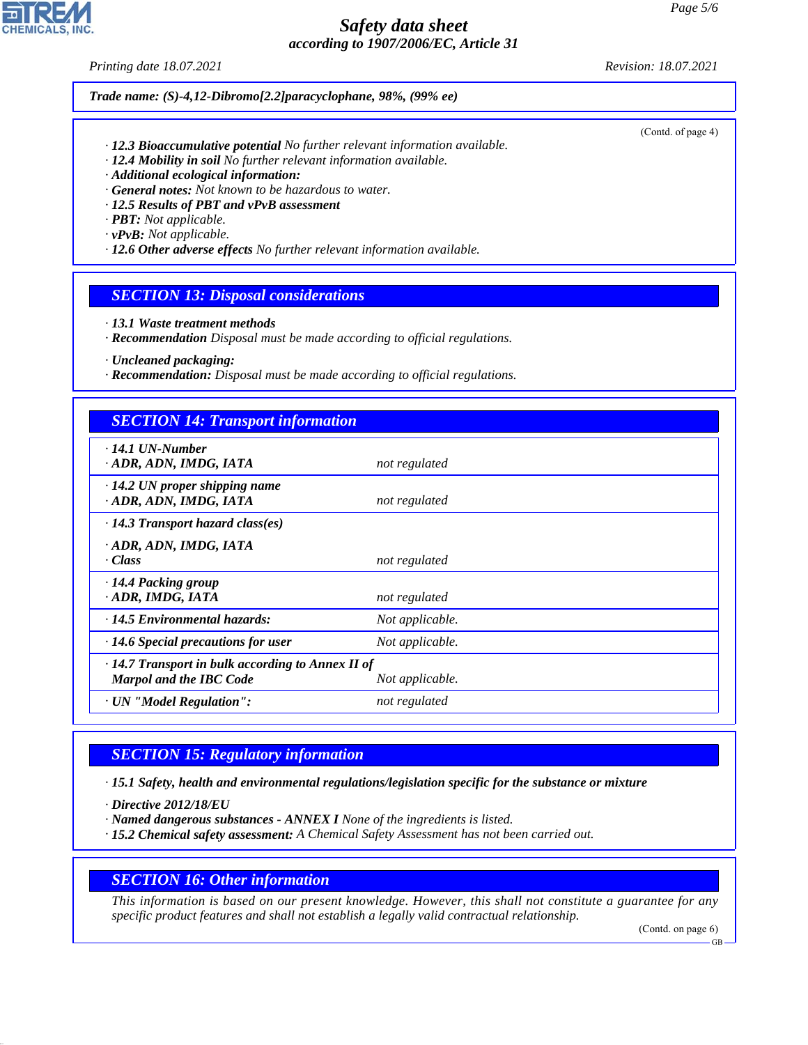Trade name: (S)-4,12-Dibromo[2.2]paracyclophane, 98%, (99% ee)

(Contd. of page 4)

· **12.3 Bioaccumulative potential** No further relevant information available.
· **12.4 Mobility in soil** No further relevant information available.
· **Additional ecological information:**
· **General notes:** Not known to be hazardous to water.
· **12.5 Results of PBT and vPvB assessment**
· **PBT:** Not applicable.
· **vPvB:** Not applicable.
· **12.6 Other adverse effects** No further relevant information available.

## SECTION 13: Disposal considerations

· **13.1 Waste treatment methods**
· **Recommendation** Disposal must be made according to official regulations.

· **Uncleaned packaging:**
· **Recommendation:** Disposal must be made according to official regulations.

## SECTION 14: Transport information

| | |
|---|---|
| · **14.1 UN-Number**<br>· **ADR, ADN, IMDG, IATA** | not regulated |
| · **14.2 UN proper shipping name**<br>· **ADR, ADN, IMDG, IATA** | not regulated |
| · **14.3 Transport hazard class(es)**<br>· **ADR, ADN, IMDG, IATA**<br>· **Class** | not regulated |
| · **14.4 Packing group**<br>· **ADR, IMDG, IATA** | not regulated |
| · **14.5 Environmental hazards:** | Not applicable. |
| · **14.6 Special precautions for user** | Not applicable. |
| · **14.7 Transport in bulk according to Annex II of Marpol and the IBC Code** | Not applicable. |
| · **UN "Model Regulation":** | not regulated |

## SECTION 15: Regulatory information

· **15.1 Safety, health and environmental regulations/legislation specific for the substance or mixture**

· **Directive 2012/18/EU**
· **Named dangerous substances - ANNEX I** None of the ingredients is listed.
· **15.2 Chemical safety assessment:** A Chemical Safety Assessment has not been carried out.

## SECTION 16: Other information

This information is based on our present knowledge. However, this shall not constitute a guarantee for any specific product features and shall not establish a legally valid contractual relationship.

(Contd. on page 6)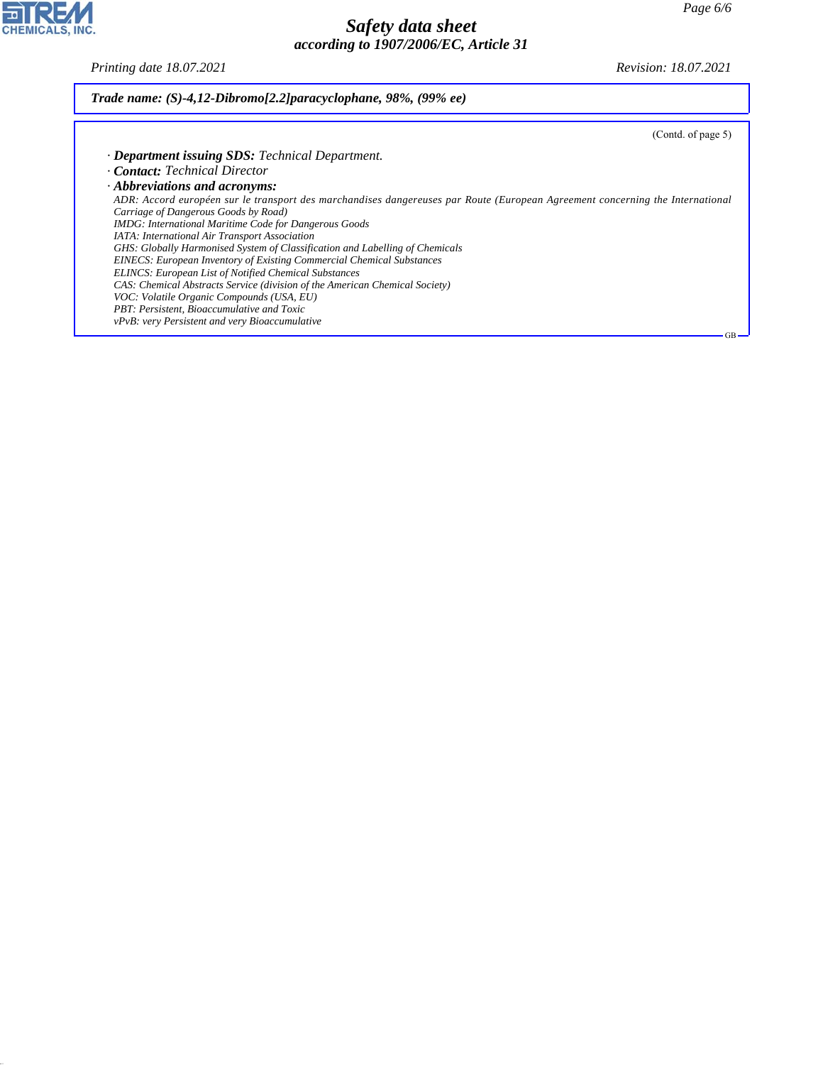*Trade name: (S)-4,12-Dibromo[2.2]paracyclophane, 98%, (99% ee)*

(Contd. of page 5)

· ***Department issuing SDS:*** *Technical Department.*
· ***Contact:*** *Technical Director*
· ***Abbreviations and acronyms:***
*ADR: Accord européen sur le transport des marchandises dangereuses par Route (European Agreement concerning the International Carriage of Dangerous Goods by Road)*
*IMDG: International Maritime Code for Dangerous Goods*
*IATA: International Air Transport Association*
*GHS: Globally Harmonised System of Classification and Labelling of Chemicals*
*EINECS: European Inventory of Existing Commercial Chemical Substances*
*ELINCS: European List of Notified Chemical Substances*
*CAS: Chemical Abstracts Service (division of the American Chemical Society)*
*VOC: Volatile Organic Compounds (USA, EU)*
*PBT: Persistent, Bioaccumulative and Toxic*
*vPvB: very Persistent and very Bioaccumulative*